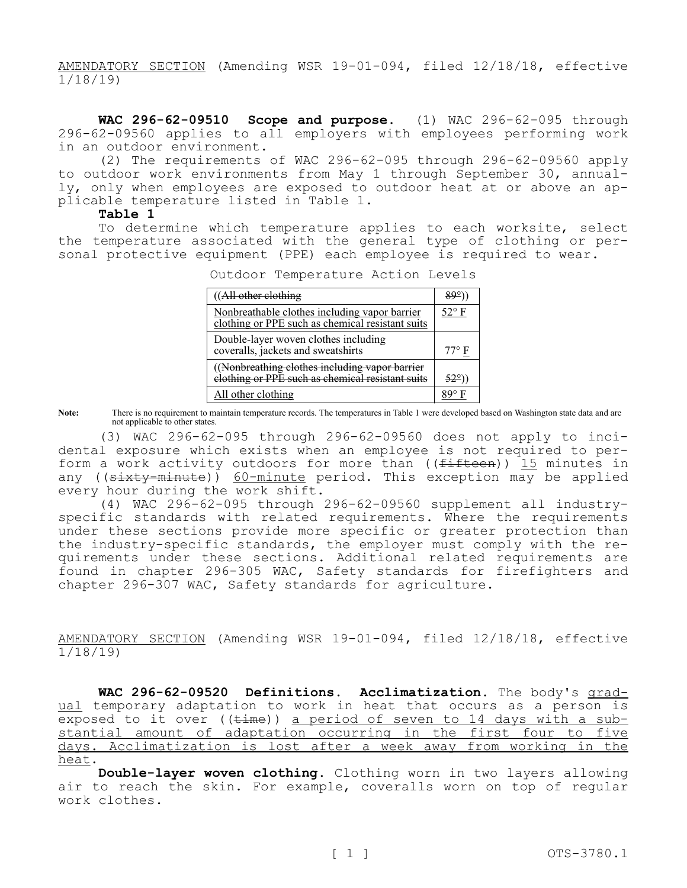AMENDATORY SECTION (Amending WSR 19-01-094, filed 12/18/18, effective 1/18/19)

**WAC 296-62-09510 Scope and purpose.** (1) WAC 296-62-095 through 296-62-09560 applies to all employers with employees performing work in an outdoor environment.

(2) The requirements of WAC 296-62-095 through 296-62-09560 apply to outdoor work environments from May 1 through September 30, annually, only when employees are exposed to outdoor heat at or above an applicable temperature listed in Table 1.

**Table 1**

To determine which temperature applies to each worksite, select the temperature associated with the general type of clothing or personal protective equipment (PPE) each employee is required to wear.

Outdoor Temperature Action Levels

| | |
|---|---|
| ((~~All other clothing~~ | ~~89°~~)) |
| Nonbreathable clothes including vapor barrier clothing or PPE such as chemical resistant suits | 52° F |
| Double-layer woven clothes including coveralls, jackets and sweatshirts | 77° F |
| ((~~Nonbreathing clothes including vapor barrier clothing or PPE such as chemical resistant suits~~ | ~~52°~~)) |
| All other clothing | 89° F |

**Note:** There is no requirement to maintain temperature records. The temperatures in Table 1 were developed based on Washington state data and are not applicable to other states.

(3) WAC 296-62-095 through 296-62-09560 does not apply to incidental exposure which exists when an employee is not required to perform a work activity outdoors for more than ((~~fifteen~~)) 15 minutes in any ((~~sixty-minute~~)) 60-minute period. This exception may be applied every hour during the work shift.

(4) WAC 296-62-095 through 296-62-09560 supplement all industry-specific standards with related requirements. Where the requirements under these sections provide more specific or greater protection than the industry-specific standards, the employer must comply with the requirements under these sections. Additional related requirements are found in chapter 296-305 WAC, Safety standards for firefighters and chapter 296-307 WAC, Safety standards for agriculture.

AMENDATORY SECTION (Amending WSR 19-01-094, filed 12/18/18, effective 1/18/19)

**WAC 296-62-09520 Definitions. Acclimatization.** The body's gradual temporary adaptation to work in heat that occurs as a person is exposed to it over ((~~time~~)) a period of seven to 14 days with a substantial amount of adaptation occurring in the first four to five days. Acclimatization is lost after a week away from working in the heat.

**Double-layer woven clothing.** Clothing worn in two layers allowing air to reach the skin. For example, coveralls worn on top of regular work clothes.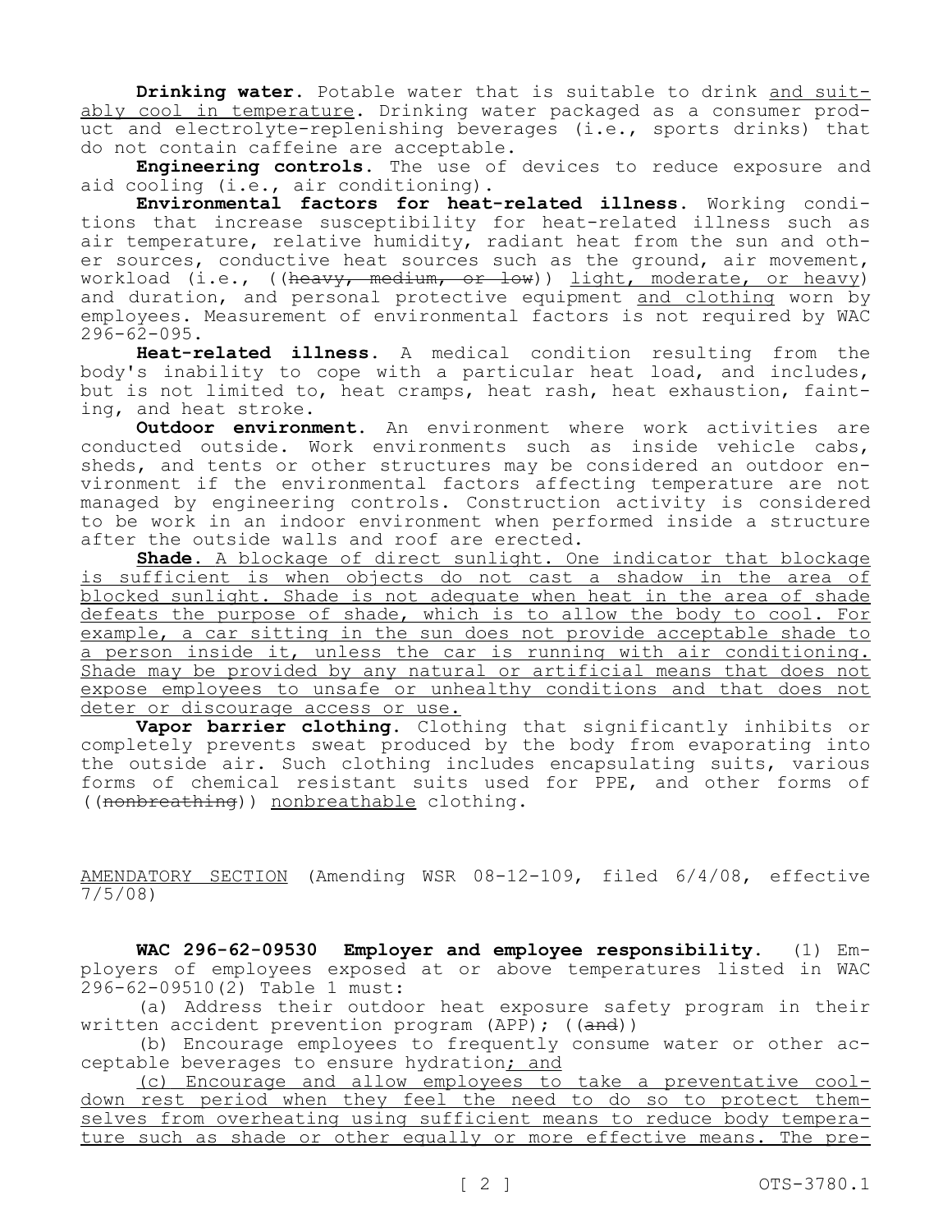**Drinking water.** Potable water that is suitable to drink and suitably cool in temperature. Drinking water packaged as a consumer product and electrolyte-replenishing beverages (i.e., sports drinks) that do not contain caffeine are acceptable.

**Engineering controls.** The use of devices to reduce exposure and aid cooling (i.e., air conditioning).

**Environmental factors for heat-related illness.** Working conditions that increase susceptibility for heat-related illness such as air temperature, relative humidity, radiant heat from the sun and other sources, conductive heat sources such as the ground, air movement, workload (i.e., ((~~heavy, medium, or low~~)) light, moderate, or heavy) and duration, and personal protective equipment and clothing worn by employees. Measurement of environmental factors is not required by WAC 296-62-095.

**Heat-related illness.** A medical condition resulting from the body's inability to cope with a particular heat load, and includes, but is not limited to, heat cramps, heat rash, heat exhaustion, fainting, and heat stroke.

**Outdoor environment.** An environment where work activities are conducted outside. Work environments such as inside vehicle cabs, sheds, and tents or other structures may be considered an outdoor environment if the environmental factors affecting temperature are not managed by engineering controls. Construction activity is considered to be work in an indoor environment when performed inside a structure after the outside walls and roof are erected.

**Shade.** A blockage of direct sunlight. One indicator that blockage is sufficient is when objects do not cast a shadow in the area of blocked sunlight. Shade is not adequate when heat in the area of shade defeats the purpose of shade, which is to allow the body to cool. For example, a car sitting in the sun does not provide acceptable shade to a person inside it, unless the car is running with air conditioning. Shade may be provided by any natural or artificial means that does not expose employees to unsafe or unhealthy conditions and that does not deter or discourage access or use.

**Vapor barrier clothing.** Clothing that significantly inhibits or completely prevents sweat produced by the body from evaporating into the outside air. Such clothing includes encapsulating suits, various forms of chemical resistant suits used for PPE, and other forms of ((~~nonbreathing~~)) nonbreathable clothing.

AMENDATORY SECTION (Amending WSR 08-12-109, filed 6/4/08, effective 7/5/08)

**WAC 296-62-09530 Employer and employee responsibility.** (1) Employers of employees exposed at or above temperatures listed in WAC 296-62-09510(2) Table 1 must:

(a) Address their outdoor heat exposure safety program in their written accident prevention program (APP); ((~~and~~))

(b) Encourage employees to frequently consume water or other acceptable beverages to ensure hydration; and

(c) Encourage and allow employees to take a preventative cool-down rest period when they feel the need to do so to protect themselves from overheating using sufficient means to reduce body temperature such as shade or other equally or more effective means. The pre-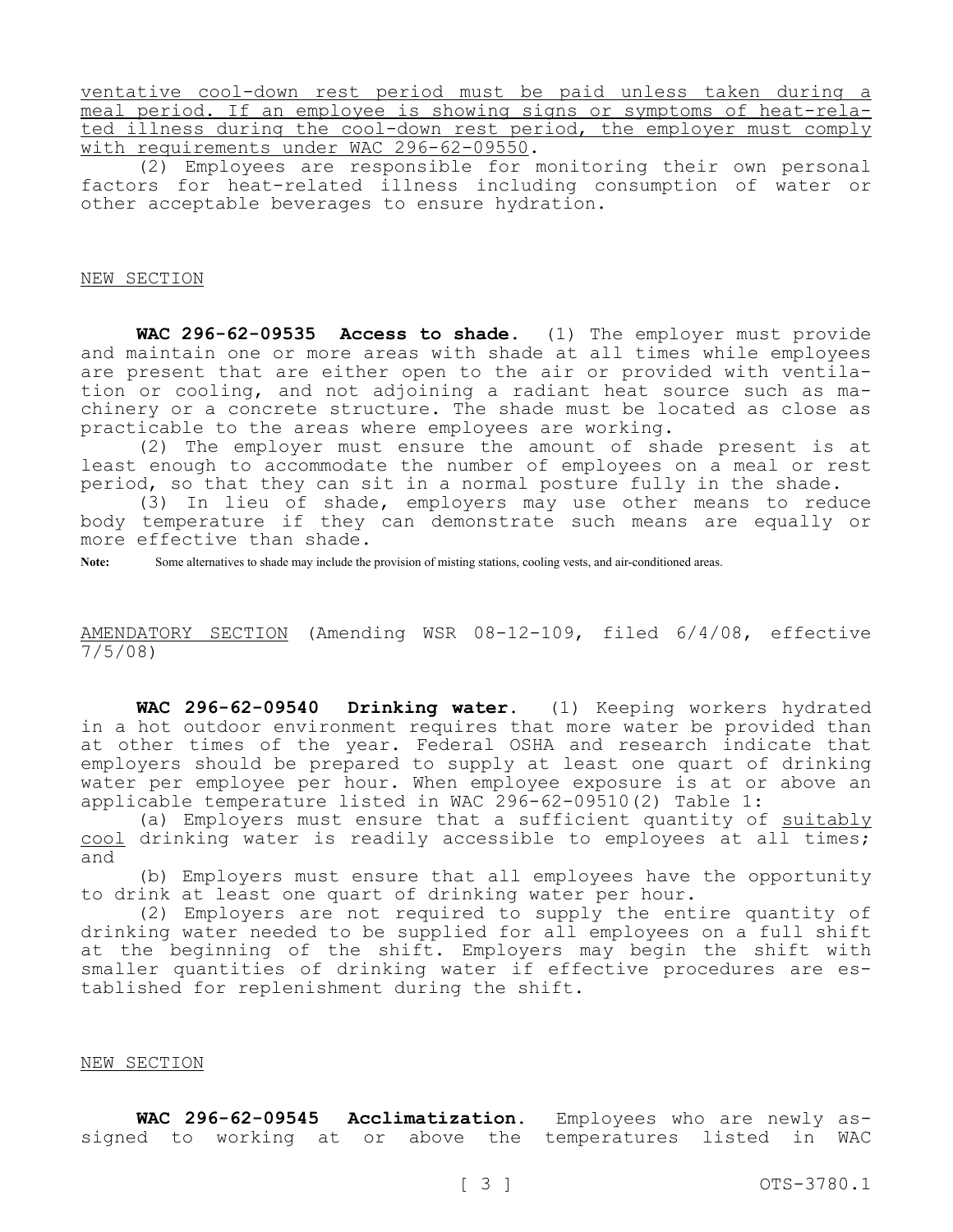<u>ventative cool-down rest period must be paid unless taken during a meal period. If an employee is showing signs or symptoms of heat-related illness during the cool-down rest period, the employer must comply with requirements under WAC 296-62-09550</u>.

(2) Employees are responsible for monitoring their own personal factors for heat-related illness including consumption of water or other acceptable beverages to ensure hydration.

<u>NEW SECTION</u>

**WAC 296-62-09535 Access to shade.** (1) The employer must provide and maintain one or more areas with shade at all times while employees are present that are either open to the air or provided with ventilation or cooling, and not adjoining a radiant heat source such as machinery or a concrete structure. The shade must be located as close as practicable to the areas where employees are working.

(2) The employer must ensure the amount of shade present is at least enough to accommodate the number of employees on a meal or rest period, so that they can sit in a normal posture fully in the shade.

(3) In lieu of shade, employers may use other means to reduce body temperature if they can demonstrate such means are equally or more effective than shade.

**Note:** Some alternatives to shade may include the provision of misting stations, cooling vests, and air-conditioned areas.

<u>AMENDATORY SECTION</u> (Amending WSR 08-12-109, filed 6/4/08, effective 7/5/08)

**WAC 296-62-09540 Drinking water.** (1) Keeping workers hydrated in a hot outdoor environment requires that more water be provided than at other times of the year. Federal OSHA and research indicate that employers should be prepared to supply at least one quart of drinking water per employee per hour. When employee exposure is at or above an applicable temperature listed in WAC 296-62-09510(2) Table 1:

(a) Employers must ensure that a sufficient quantity of <u>suitably cool</u> drinking water is readily accessible to employees at all times; and

(b) Employers must ensure that all employees have the opportunity to drink at least one quart of drinking water per hour.

(2) Employers are not required to supply the entire quantity of drinking water needed to be supplied for all employees on a full shift at the beginning of the shift. Employers may begin the shift with smaller quantities of drinking water if effective procedures are established for replenishment during the shift.

<u>NEW SECTION</u>

**WAC 296-62-09545 Acclimatization.** Employees who are newly assigned to working at or above the temperatures listed in WAC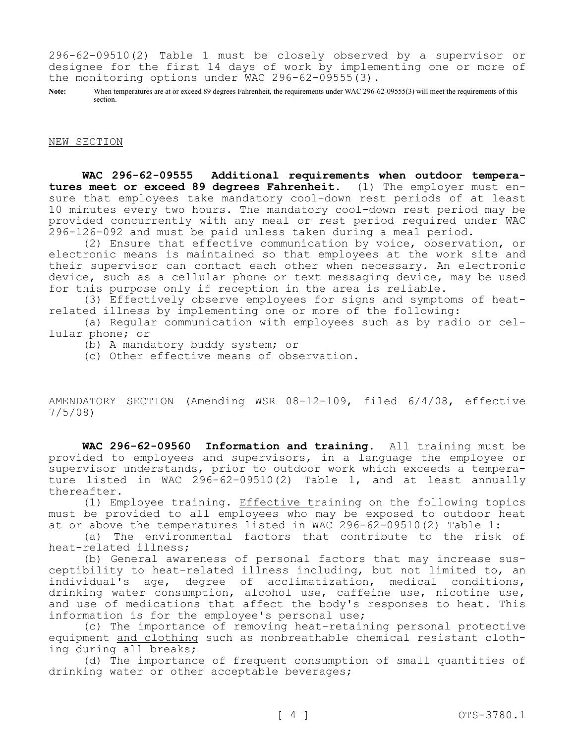296-62-09510(2) Table 1 must be closely observed by a supervisor or designee for the first 14 days of work by implementing one or more of the monitoring options under WAC 296-62-09555(3).

**Note:** When temperatures are at or exceed 89 degrees Fahrenheit, the requirements under WAC 296-62-09555(3) will meet the requirements of this section.

<u>NEW SECTION</u>

**WAC 296-62-09555 Additional requirements when outdoor temperatures meet or exceed 89 degrees Fahrenheit.** (1) The employer must ensure that employees take mandatory cool-down rest periods of at least 10 minutes every two hours. The mandatory cool-down rest period may be provided concurrently with any meal or rest period required under WAC 296-126-092 and must be paid unless taken during a meal period.

(2) Ensure that effective communication by voice, observation, or electronic means is maintained so that employees at the work site and their supervisor can contact each other when necessary. An electronic device, such as a cellular phone or text messaging device, may be used for this purpose only if reception in the area is reliable.

(3) Effectively observe employees for signs and symptoms of heat-related illness by implementing one or more of the following:

(a) Regular communication with employees such as by radio or cellular phone; or

(b) A mandatory buddy system; or

(c) Other effective means of observation.

<u>AMENDATORY SECTION</u> (Amending WSR 08-12-109, filed 6/4/08, effective 7/5/08)

**WAC 296-62-09560 Information and training.** All training must be provided to employees and supervisors, in a language the employee or supervisor understands, prior to outdoor work which exceeds a temperature listed in WAC 296-62-09510(2) Table 1, and at least annually thereafter.

(1) Employee training. <u>Effective t</u>raining on the following topics must be provided to all employees who may be exposed to outdoor heat at or above the temperatures listed in WAC 296-62-09510(2) Table 1:

(a) The environmental factors that contribute to the risk of heat-related illness;

(b) General awareness of personal factors that may increase susceptibility to heat-related illness including, but not limited to, an individual's age, degree of acclimatization, medical conditions, drinking water consumption, alcohol use, caffeine use, nicotine use, and use of medications that affect the body's responses to heat. This information is for the employee's personal use;

(c) The importance of removing heat-retaining personal protective equipment <u>and clothing</u> such as nonbreathable chemical resistant clothing during all breaks;

(d) The importance of frequent consumption of small quantities of drinking water or other acceptable beverages;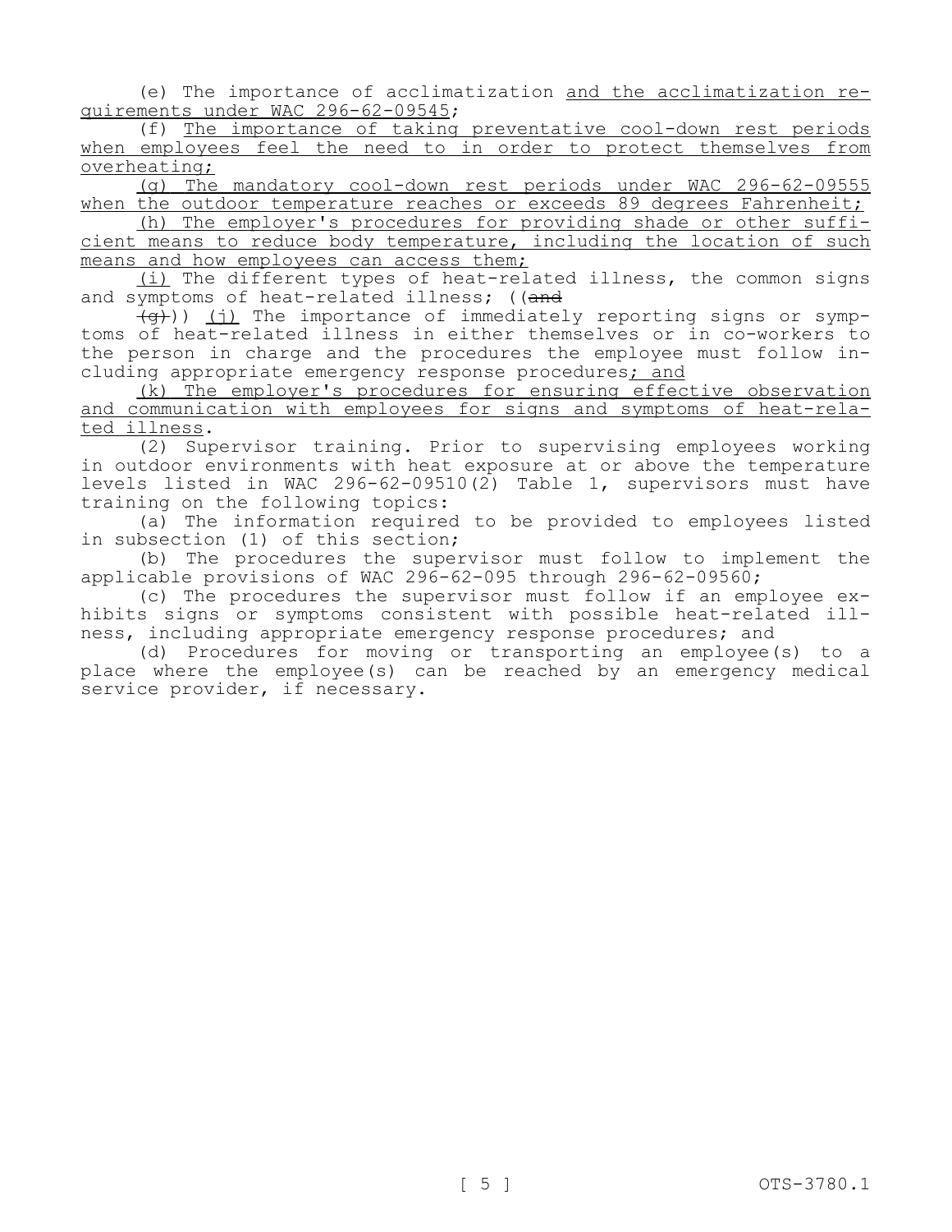(e) The importance of acclimatization <u>and the acclimatization requirements under WAC 296-62-09545</u>;

(f) <u>The importance of taking preventative cool-down rest periods when employees feel the need to in order to protect themselves from overheating;</u>

<u>(g) The mandatory cool-down rest periods under WAC 296-62-09555 when the outdoor temperature reaches or exceeds 89 degrees Fahrenheit;</u>

<u>(h) The employer's procedures for providing shade or other sufficient means to reduce body temperature, including the location of such means and how employees can access them;</u>

<u>(i)</u> The different types of heat-related illness, the common signs and symptoms of heat-related illness; ((~~and~~

~~(g)~~)) <u>(j)</u> The importance of immediately reporting signs or symptoms of heat-related illness in either themselves or in co-workers to the person in charge and the procedures the employee must follow including appropriate emergency response procedures<u>; and</u>

<u>(k) The employer's procedures for ensuring effective observation and communication with employees for signs and symptoms of heat-related illness</u>.

(2) Supervisor training. Prior to supervising employees working in outdoor environments with heat exposure at or above the temperature levels listed in WAC 296-62-09510(2) Table 1, supervisors must have training on the following topics:

(a) The information required to be provided to employees listed in subsection (1) of this section;

(b) The procedures the supervisor must follow to implement the applicable provisions of WAC 296-62-095 through 296-62-09560;

(c) The procedures the supervisor must follow if an employee exhibits signs or symptoms consistent with possible heat-related illness, including appropriate emergency response procedures; and

(d) Procedures for moving or transporting an employee(s) to a place where the employee(s) can be reached by an emergency medical service provider, if necessary.